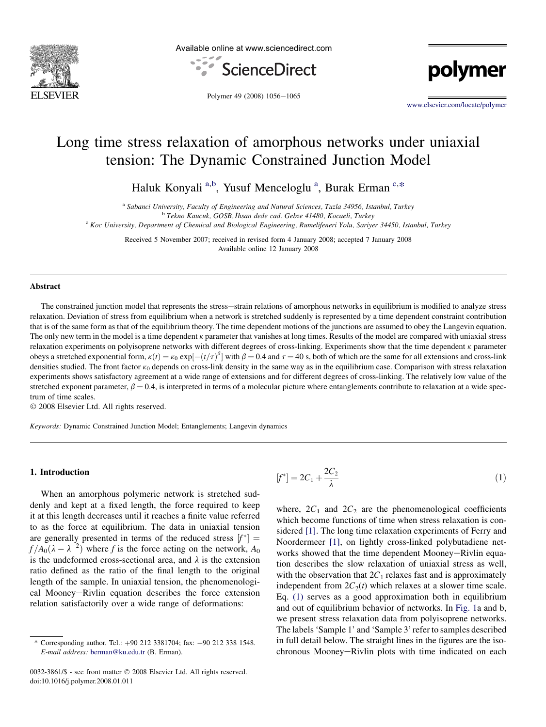# Long time stress relaxation of amorphous networks under uniaxial tension: The Dynamic Constrained Junction Model

Haluk Konyali [a,b], Yusuf Menceloglu [a], Burak Erman [c,*]

[a] Sabanci University, Faculty of Engineering and Natural Sciences, Tuzla 34956, Istanbul, Turkey
[b] Tekno Kaucuk, GOSB, İhsan dede cad. Gebze 41480, Kocaeli, Turkey
[c] Koc University, Department of Chemical and Biological Engineering, Rumelifeneri Yolu, Sariyer 34450, Istanbul, Turkey

Received 5 November 2007; received in revised form 4 January 2008; accepted 7 January 2008
Available online 12 January 2008

## Abstract

The constrained junction model that represents the stress–strain relations of amorphous networks in equilibrium is modified to analyze stress relaxation. Deviation of stress from equilibrium when a network is stretched suddenly is represented by a time dependent constraint contribution that is of the same form as that of the equilibrium theory. The time dependent motions of the junctions are assumed to obey the Langevin equation. The only new term in the model is a time dependent $\kappa$ parameter that vanishes at long times. Results of the model are compared with uniaxial stress relaxation experiments on polyisoprene networks with different degrees of cross-linking. Experiments show that the time dependent $\kappa$ parameter obeys a stretched exponential form, $\kappa(t) = \kappa_0 \exp[-(t/\tau)^\beta]$ with $\beta = 0.4$ and $\tau = 40$ s, both of which are the same for all extensions and cross-link densities studied. The front factor $\kappa_0$ depends on cross-link density in the same way as in the equilibrium case. Comparison with stress relaxation experiments shows satisfactory agreement at a wide range of extensions and for different degrees of cross-linking. The relatively low value of the stretched exponent parameter, $\beta = 0.4$, is interpreted in terms of a molecular picture where entanglements contribute to relaxation at a wide spectrum of time scales.

© 2008 Elsevier Ltd. All rights reserved.

*Keywords:* Dynamic Constrained Junction Model; Entanglements; Langevin dynamics

## 1. Introduction

When an amorphous polymeric network is stretched suddenly and kept at a fixed length, the force required to keep it at this length decreases until it reaches a finite value referred to as the force at equilibrium. The data in uniaxial tension are generally presented in terms of the reduced stress $[f^*] = f/A_0(\lambda - \lambda^{-2})$ where $f$ is the force acting on the network, $A_0$ is the undeformed cross-sectional area, and $\lambda$ is the extension ratio defined as the ratio of the final length to the original length of the sample. In uniaxial tension, the phenomenological Mooney–Rivlin equation describes the force extension relation satisfactorily over a wide range of deformations:

$$[f^*] = 2C_1 + \frac{2C_2}{\lambda} \tag{1}$$

where, $2C_1$ and $2C_2$ are the phenomenological coefficients which become functions of time when stress relaxation is considered [1]. The long time relaxation experiments of Ferry and Noordermeer [1], on lightly cross-linked polybutadiene networks showed that the time dependent Mooney–Rivlin equation describes the slow relaxation of uniaxial stress as well, with the observation that $2C_1$ relaxes fast and is approximately independent from $2C_2(t)$ which relaxes at a slower time scale. Eq. (1) serves as a good approximation both in equilibrium and out of equilibrium behavior of networks. In Fig. 1a and b, we present stress relaxation data from polyisoprene networks. The labels 'Sample 1' and 'Sample 3' refer to samples described in full detail below. The straight lines in the figures are the isochronous Mooney–Rivlin plots with time indicated on each

\* Corresponding author. Tel.: +90 212 3381704; fax: +90 212 338 1548.
*E-mail address:* berman@ku.edu.tr (B. Erman).

0032-3861/$ - see front matter © 2008 Elsevier Ltd. All rights reserved.
doi:10.1016/j.polymer.2008.01.011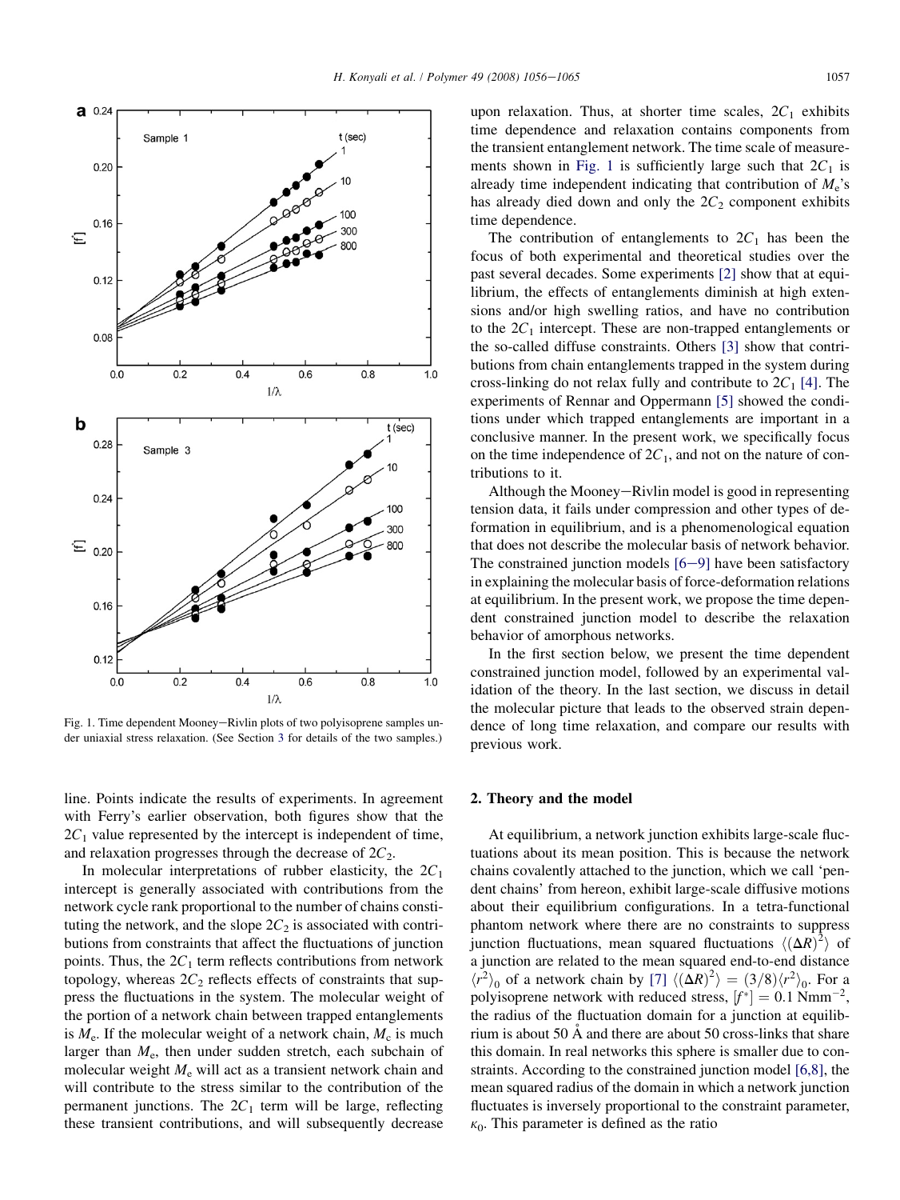Fig. 1. Time dependent Mooney–Rivlin plots of two polyisoprene samples under uniaxial stress relaxation. (See Section 3 for details of the two samples.)

line. Points indicate the results of experiments. In agreement with Ferry's earlier observation, both figures show that the $2C_1$ value represented by the intercept is independent of time, and relaxation progresses through the decrease of $2C_2$.

In molecular interpretations of rubber elasticity, the $2C_1$ intercept is generally associated with contributions from the network cycle rank proportional to the number of chains constituting the network, and the slope $2C_2$ is associated with contributions from constraints that affect the fluctuations of junction points. Thus, the $2C_1$ term reflects contributions from network topology, whereas $2C_2$ reflects effects of constraints that suppress the fluctuations in the system. The molecular weight of the portion of a network chain between trapped entanglements is $M_e$. If the molecular weight of a network chain, $M_c$ is much larger than $M_e$, then under sudden stretch, each subchain of molecular weight $M_e$ will act as a transient network chain and will contribute to the stress similar to the contribution of the permanent junctions. The $2C_1$ term will be large, reflecting these transient contributions, and will subsequently decrease upon relaxation. Thus, at shorter time scales, $2C_1$ exhibits time dependence and relaxation contains components from the transient entanglement network. The time scale of measurements shown in Fig. 1 is sufficiently large such that $2C_1$ is already time independent indicating that contribution of $M_e$'s has already died down and only the $2C_2$ component exhibits time dependence.

The contribution of entanglements to $2C_1$ has been the focus of both experimental and theoretical studies over the past several decades. Some experiments [2] show that at equilibrium, the effects of entanglements diminish at high extensions and/or high swelling ratios, and have no contribution to the $2C_1$ intercept. These are non-trapped entanglements or the so-called diffuse constraints. Others [3] show that contributions from chain entanglements trapped in the system during cross-linking do not relax fully and contribute to $2C_1$ [4]. The experiments of Rennar and Oppermann [5] showed the conditions under which trapped entanglements are important in a conclusive manner. In the present work, we specifically focus on the time independence of $2C_1$, and not on the nature of contributions to it.

Although the Mooney–Rivlin model is good in representing tension data, it fails under compression and other types of deformation in equilibrium, and is a phenomenological equation that does not describe the molecular basis of network behavior. The constrained junction models [6–9] have been satisfactory in explaining the molecular basis of force-deformation relations at equilibrium. In the present work, we propose the time dependent constrained junction model to describe the relaxation behavior of amorphous networks.

In the first section below, we present the time dependent constrained junction model, followed by an experimental validation of the theory. In the last section, we discuss in detail the molecular picture that leads to the observed strain dependence of long time relaxation, and compare our results with previous work.

## 2. Theory and the model

At equilibrium, a network junction exhibits large-scale fluctuations about its mean position. This is because the network chains covalently attached to the junction, which we call 'pendent chains' from hereon, exhibit large-scale diffusive motions about their equilibrium configurations. In a tetra-functional phantom network where there are no constraints to suppress junction fluctuations, mean squared fluctuations $\langle(\Delta R)^2\rangle$ of a junction are related to the mean squared end-to-end distance $\langle r^2\rangle_0$ of a network chain by [7] $\langle(\Delta R)^2\rangle = (3/8)\langle r^2\rangle_0$. For a polyisoprene network with reduced stress, $[f^*] = 0.1\ \text{Nmm}^{-2}$, the radius of the fluctuation domain for a junction at equilibrium is about 50 Å and there are about 50 cross-links that share this domain. In real networks this sphere is smaller due to constraints. According to the constrained junction model [6,8], the mean squared radius of the domain in which a network junction fluctuates is inversely proportional to the constraint parameter, $\kappa_0$. This parameter is defined as the ratio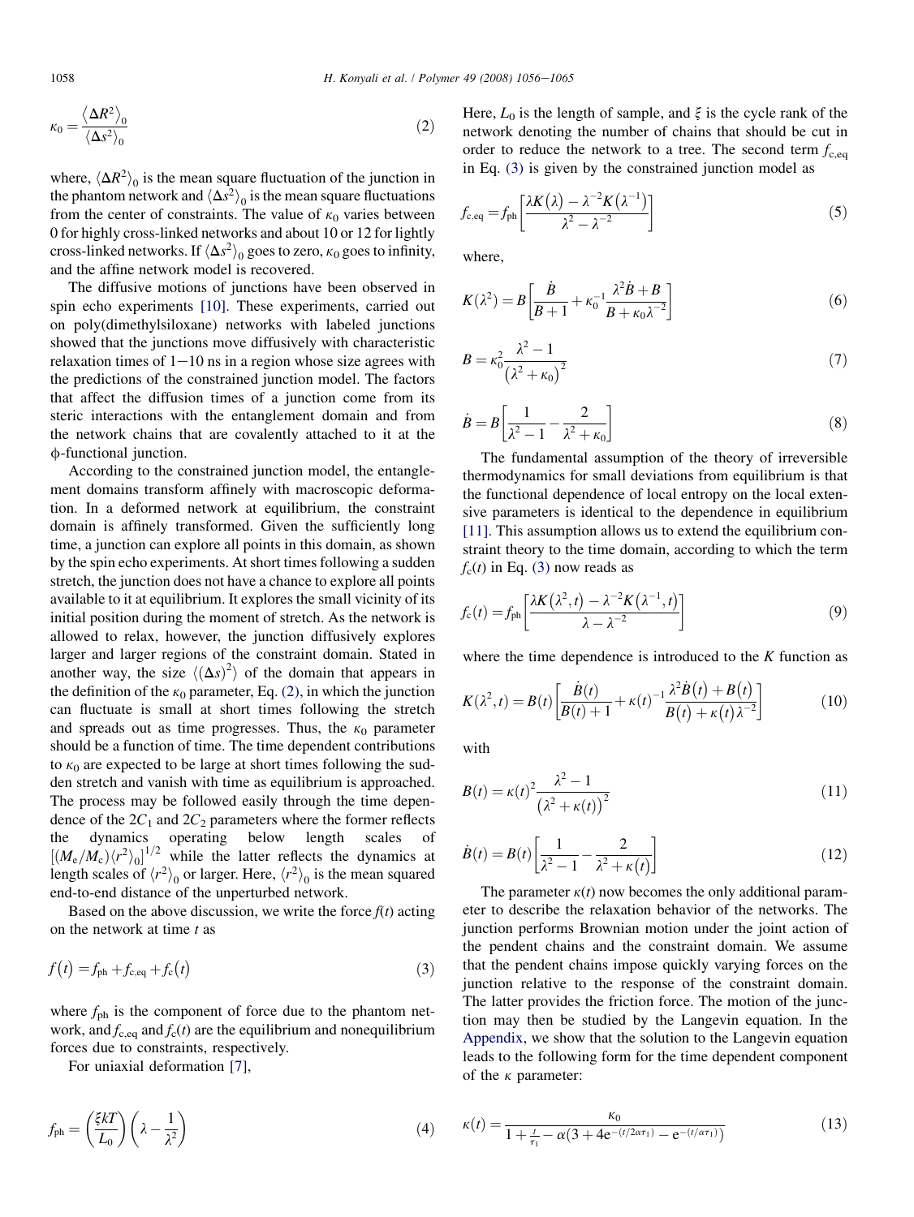$$\kappa_0 = \frac{\langle \Delta R^2 \rangle_0}{\langle \Delta s^2 \rangle_0} \tag{2}$$

where, $\langle \Delta R^2 \rangle_0$ is the mean square fluctuation of the junction in the phantom network and $\langle \Delta s^2 \rangle_0$ is the mean square fluctuations from the center of constraints. The value of $\kappa_0$ varies between 0 for highly cross-linked networks and about 10 or 12 for lightly cross-linked networks. If $\langle \Delta s^2 \rangle_0$ goes to zero, $\kappa_0$ goes to infinity, and the affine network model is recovered.

The diffusive motions of junctions have been observed in spin echo experiments [10]. These experiments, carried out on poly(dimethylsiloxane) networks with labeled junctions showed that the junctions move diffusively with characteristic relaxation times of 1–10 ns in a region whose size agrees with the predictions of the constrained junction model. The factors that affect the diffusion times of a junction come from its steric interactions with the entanglement domain and from the network chains that are covalently attached to it at the ϕ-functional junction.

According to the constrained junction model, the entanglement domains transform affinely with macroscopic deformation. In a deformed network at equilibrium, the constraint domain is affinely transformed. Given the sufficiently long time, a junction can explore all points in this domain, as shown by the spin echo experiments. At short times following a sudden stretch, the junction does not have a chance to explore all points available to it at equilibrium. It explores the small vicinity of its initial position during the moment of stretch. As the network is allowed to relax, however, the junction diffusively explores larger and larger regions of the constraint domain. Stated in another way, the size $\langle (\Delta s)^2 \rangle$ of the domain that appears in the definition of the $\kappa_0$ parameter, Eq. (2), in which the junction can fluctuate is small at short times following the stretch and spreads out as time progresses. Thus, the $\kappa_0$ parameter should be a function of time. The time dependent contributions to $\kappa_0$ are expected to be large at short times following the sudden stretch and vanish with time as equilibrium is approached. The process may be followed easily through the time dependence of the $2C_1$ and $2C_2$ parameters where the former reflects the dynamics operating below length scales of $[(M_e/M_c)\langle r^2 \rangle_0]^{1/2}$ while the latter reflects the dynamics at length scales of $\langle r^2 \rangle_0$ or larger. Here, $\langle r^2 \rangle_0$ is the mean squared end-to-end distance of the unperturbed network.

Based on the above discussion, we write the force $f(t)$ acting on the network at time $t$ as

$$f(t) = f_{\mathrm{ph}} + f_{\mathrm{c,eq}} + f_{\mathrm{c}}(t) \tag{3}$$

where $f_{\mathrm{ph}}$ is the component of force due to the phantom network, and $f_{\mathrm{c,eq}}$ and $f_{\mathrm{c}}(t)$ are the equilibrium and nonequilibrium forces due to constraints, respectively.

For uniaxial deformation [7],

$$f_{\mathrm{ph}} = \left(\frac{\xi kT}{L_0}\right)\left(\lambda - \frac{1}{\lambda^2}\right) \tag{4}$$

Here, $L_0$ is the length of sample, and $\xi$ is the cycle rank of the network denoting the number of chains that should be cut in order to reduce the network to a tree. The second term $f_{\mathrm{c,eq}}$ in Eq. (3) is given by the constrained junction model as

$$f_{\mathrm{c,eq}} = f_{\mathrm{ph}}\left[\frac{\lambda K(\lambda) - \lambda^{-2}K(\lambda^{-1})}{\lambda^2 - \lambda^{-2}}\right] \tag{5}$$

where,

$$K(\lambda^2) = B\left[\frac{\dot{B}}{B+1} + \kappa_0^{-1}\frac{\lambda^2\dot{B} + B}{B + \kappa_0\lambda^{-2}}\right] \tag{6}$$

$$B = \kappa_0^2 \frac{\lambda^2 - 1}{(\lambda^2 + \kappa_0)^2} \tag{7}$$

$$\dot{B} = B\left[\frac{1}{\lambda^2 - 1} - \frac{2}{\lambda^2 + \kappa_0}\right] \tag{8}$$

The fundamental assumption of the theory of irreversible thermodynamics for small deviations from equilibrium is that the functional dependence of local entropy on the local extensive parameters is identical to the dependence in equilibrium [11]. This assumption allows us to extend the equilibrium constraint theory to the time domain, according to which the term $f_{\mathrm{c}}(t)$ in Eq. (3) now reads as

$$f_{\mathrm{c}}(t) = f_{\mathrm{ph}}\left[\frac{\lambda K(\lambda^2, t) - \lambda^{-2}K(\lambda^{-1}, t)}{\lambda - \lambda^{-2}}\right] \tag{9}$$

where the time dependence is introduced to the $K$ function as

$$K(\lambda^2, t) = B(t)\left[\frac{\dot{B}(t)}{B(t)+1} + \kappa(t)^{-1}\frac{\lambda^2\dot{B}(t) + B(t)}{B(t) + \kappa(t)\lambda^{-2}}\right] \tag{10}$$

with

$$B(t) = \kappa(t)^2 \frac{\lambda^2 - 1}{(\lambda^2 + \kappa(t))^2} \tag{11}$$

$$\dot{B}(t) = B(t)\left[\frac{1}{\lambda^2 - 1} - \frac{2}{\lambda^2 + \kappa(t)}\right] \tag{12}$$

The parameter $\kappa(t)$ now becomes the only additional parameter to describe the relaxation behavior of the networks. The junction performs Brownian motion under the joint action of the pendent chains and the constraint domain. We assume that the pendent chains impose quickly varying forces on the junction relative to the response of the constraint domain. The latter provides the friction force. The motion of the junction may then be studied by the Langevin equation. In the Appendix, we show that the solution to the Langevin equation leads to the following form for the time dependent component of the $\kappa$ parameter:

$$\kappa(t) = \frac{\kappa_0}{1 + \frac{t}{\tau_1} - \alpha\left(3 + 4\mathrm{e}^{-(t/2\alpha\tau_1)} - \mathrm{e}^{-(t/\alpha\tau_1)}\right)} \tag{13}$$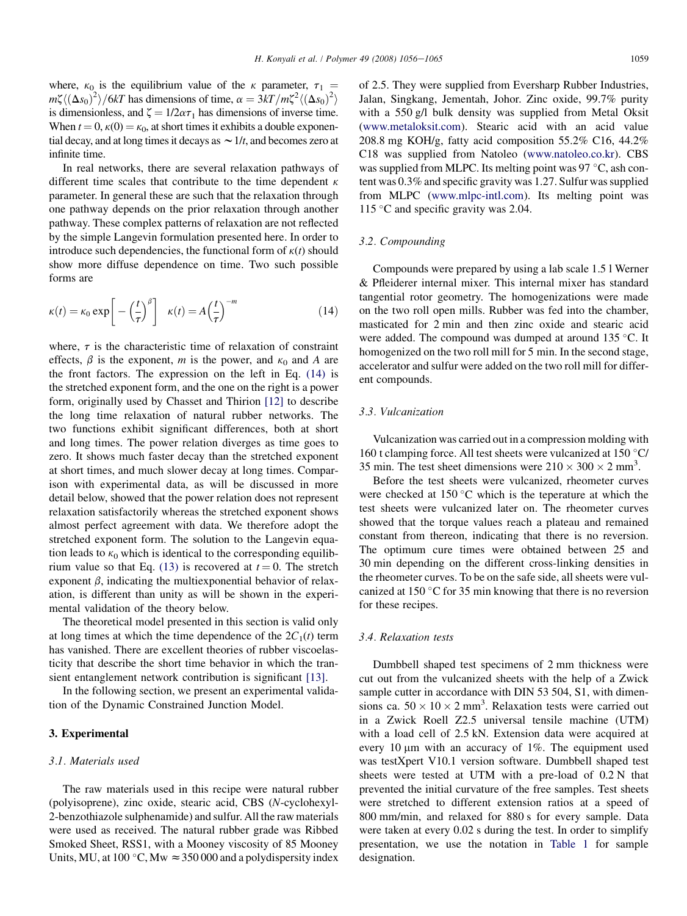where, $\kappa_0$ is the equilibrium value of the $\kappa$ parameter, $\tau_1 = m\zeta\langle(\Delta s_0)^2\rangle/6kT$ has dimensions of time, $\alpha = 3kT/m\zeta^2\langle(\Delta s_0)^2\rangle$ is dimensionless, and $\zeta = 1/2\alpha\tau_1$ has dimensions of inverse time. When $t = 0$, $\kappa(0) = \kappa_0$, at short times it exhibits a double exponential decay, and at long times it decays as $\sim 1/t$, and becomes zero at infinite time.

In real networks, there are several relaxation pathways of different time scales that contribute to the time dependent $\kappa$ parameter. In general these are such that the relaxation through one pathway depends on the prior relaxation through another pathway. These complex patterns of relaxation are not reflected by the simple Langevin formulation presented here. In order to introduce such dependencies, the functional form of $\kappa(t)$ should show more diffuse dependence on time. Two such possible forms are

$$\kappa(t) = \kappa_0 \exp\left[-\left(\frac{t}{\tau}\right)^{\beta}\right] \quad \kappa(t) = A\left(\frac{t}{\tau}\right)^{-m} \tag{14}$$

where, $\tau$ is the characteristic time of relaxation of constraint effects, $\beta$ is the exponent, $m$ is the power, and $\kappa_0$ and $A$ are the front factors. The expression on the left in Eq. (14) is the stretched exponent form, and the one on the right is a power form, originally used by Chasset and Thirion [12] to describe the long time relaxation of natural rubber networks. The two functions exhibit significant differences, both at short and long times. The power relation diverges as time goes to zero. It shows much faster decay than the stretched exponent at short times, and much slower decay at long times. Comparison with experimental data, as will be discussed in more detail below, showed that the power relation does not represent relaxation satisfactorily whereas the stretched exponent shows almost perfect agreement with data. We therefore adopt the stretched exponent form. The solution to the Langevin equation leads to $\kappa_0$ which is identical to the corresponding equilibrium value so that Eq. (13) is recovered at $t = 0$. The stretch exponent $\beta$, indicating the multiexponential behavior of relaxation, is different than unity as will be shown in the experimental validation of the theory below.

The theoretical model presented in this section is valid only at long times at which the time dependence of the $2C_1(t)$ term has vanished. There are excellent theories of rubber viscoelasticity that describe the short time behavior in which the transient entanglement network contribution is significant [13].

In the following section, we present an experimental validation of the Dynamic Constrained Junction Model.

## 3. Experimental

### 3.1. Materials used

The raw materials used in this recipe were natural rubber (polyisoprene), zinc oxide, stearic acid, CBS (*N*-cyclohexyl-2-benzothiazole sulphenamide) and sulfur. All the raw materials were used as received. The natural rubber grade was Ribbed Smoked Sheet, RSS1, with a Mooney viscosity of 85 Mooney Units, MU, at 100 °C, Mw ≈ 350 000 and a polydispersity index of 2.5. They were supplied from Eversharp Rubber Industries, Jalan, Singkang, Jementah, Johor. Zinc oxide, 99.7% purity with a 550 g/l bulk density was supplied from Metal Oksit (www.metaloksit.com). Stearic acid with an acid value 208.8 mg KOH/g, fatty acid composition 55.2% C16, 44.2% C18 was supplied from Natoleo (www.natoleo.co.kr). CBS was supplied from MLPC. Its melting point was 97 °C, ash content was 0.3% and specific gravity was 1.27. Sulfur was supplied from MLPC (www.mlpc-intl.com). Its melting point was 115 °C and specific gravity was 2.04.

### 3.2. Compounding

Compounds were prepared by using a lab scale 1.5 l Werner & Pfleiderer internal mixer. This internal mixer has standard tangential rotor geometry. The homogenizations were made on the two roll open mills. Rubber was fed into the chamber, masticated for 2 min and then zinc oxide and stearic acid were added. The compound was dumped at around 135 °C. It homogenized on the two roll mill for 5 min. In the second stage, accelerator and sulfur were added on the two roll mill for different compounds.

### 3.3. Vulcanization

Vulcanization was carried out in a compression molding with 160 t clamping force. All test sheets were vulcanized at 150 °C/35 min. The test sheet dimensions were 210 × 300 × 2 mm$^3$.

Before the test sheets were vulcanized, rheometer curves were checked at 150 °C which is the teperature at which the test sheets were vulcanized later on. The rheometer curves showed that the torque values reach a plateau and remained constant from thereon, indicating that there is no reversion. The optimum cure times were obtained between 25 and 30 min depending on the different cross-linking densities in the rheometer curves. To be on the safe side, all sheets were vulcanized at 150 °C for 35 min knowing that there is no reversion for these recipes.

### 3.4. Relaxation tests

Dumbbell shaped test specimens of 2 mm thickness were cut out from the vulcanized sheets with the help of a Zwick sample cutter in accordance with DIN 53 504, S1, with dimensions ca. 50 × 10 × 2 mm$^3$. Relaxation tests were carried out in a Zwick Roell Z2.5 universal tensile machine (UTM) with a load cell of 2.5 kN. Extension data were acquired at every 10 μm with an accuracy of 1%. The equipment used was testXpert V10.1 version software. Dumbbell shaped test sheets were tested at UTM with a pre-load of 0.2 N that prevented the initial curvature of the free samples. Test sheets were stretched to different extension ratios at a speed of 800 mm/min, and relaxed for 880 s for every sample. Data were taken at every 0.02 s during the test. In order to simplify presentation, we use the notation in Table 1 for sample designation.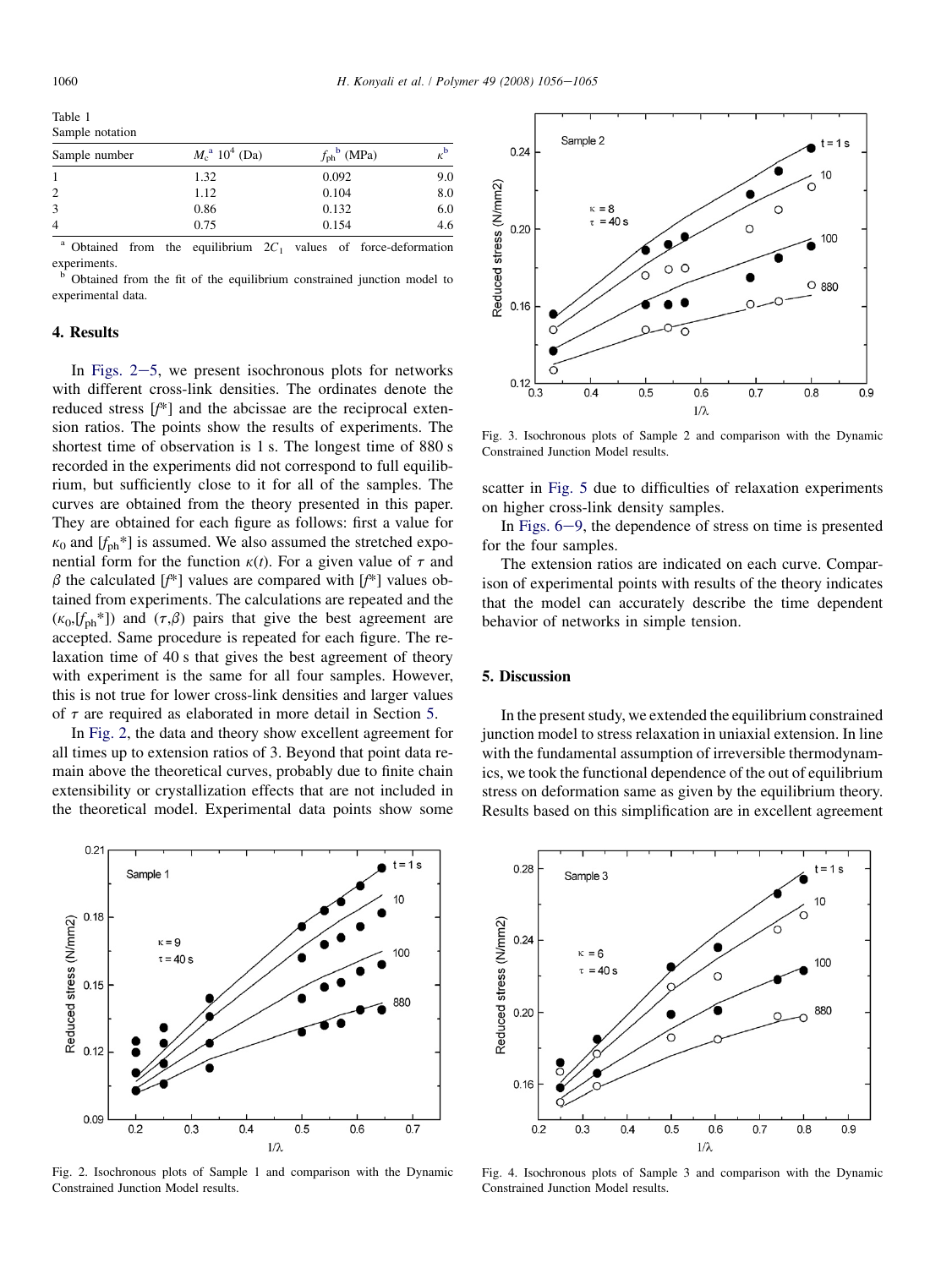Table 1
Sample notation

| Sample number | $M_c$[a] $10^4$ (Da) | $f_{ph}$[b] (MPa) | $\kappa$[b] |
|---|---|---|---|
| 1 | 1.32 | 0.092 | 9.0 |
| 2 | 1.12 | 0.104 | 8.0 |
| 3 | 0.86 | 0.132 | 6.0 |
| 4 | 0.75 | 0.154 | 4.6 |

[a] Obtained from the equilibrium $2C_1$ values of force-deformation experiments.

[b] Obtained from the fit of the equilibrium constrained junction model to experimental data.

## 4. Results

In Figs. 2–5, we present isochronous plots for networks with different cross-link densities. The ordinates denote the reduced stress $[f^*]$ and the abcissae are the reciprocal extension ratios. The points show the results of experiments. The shortest time of observation is 1 s. The longest time of 880 s recorded in the experiments did not correspond to full equilibrium, but sufficiently close to it for all of the samples. The curves are obtained from the theory presented in this paper. They are obtained for each figure as follows: first a value for $\kappa_0$ and $[f_{ph}^*]$ is assumed. We also assumed the stretched exponential form for the function $\kappa(t)$. For a given value of $\tau$ and $\beta$ the calculated $[f^*]$ values are compared with $[f^*]$ values obtained from experiments. The calculations are repeated and the $(\kappa_0,[f_{ph}^*])$ and $(\tau,\beta)$ pairs that give the best agreement are accepted. Same procedure is repeated for each figure. The relaxation time of 40 s that gives the best agreement of theory with experiment is the same for all four samples. However, this is not true for lower cross-link densities and larger values of $\tau$ are required as elaborated in more detail in Section 5.

In Fig. 2, the data and theory show excellent agreement for all times up to extension ratios of 3. Beyond that point data remain above the theoretical curves, probably due to finite chain extensibility or crystallization effects that are not included in the theoretical model. Experimental data points show some scatter in Fig. 5 due to difficulties of relaxation experiments on higher cross-link density samples.

In Figs. 6–9, the dependence of stress on time is presented for the four samples.

The extension ratios are indicated on each curve. Comparison of experimental points with results of the theory indicates that the model can accurately describe the time dependent behavior of networks in simple tension.

Fig. 2. Isochronous plots of Sample 1 and comparison with the Dynamic Constrained Junction Model results.

Fig. 3. Isochronous plots of Sample 2 and comparison with the Dynamic Constrained Junction Model results.

Fig. 4. Isochronous plots of Sample 3 and comparison with the Dynamic Constrained Junction Model results.

## 5. Discussion

In the present study, we extended the equilibrium constrained junction model to stress relaxation in uniaxial extension. In line with the fundamental assumption of irreversible thermodynamics, we took the functional dependence of the out of equilibrium stress on deformation same as given by the equilibrium theory. Results based on this simplification are in excellent agreement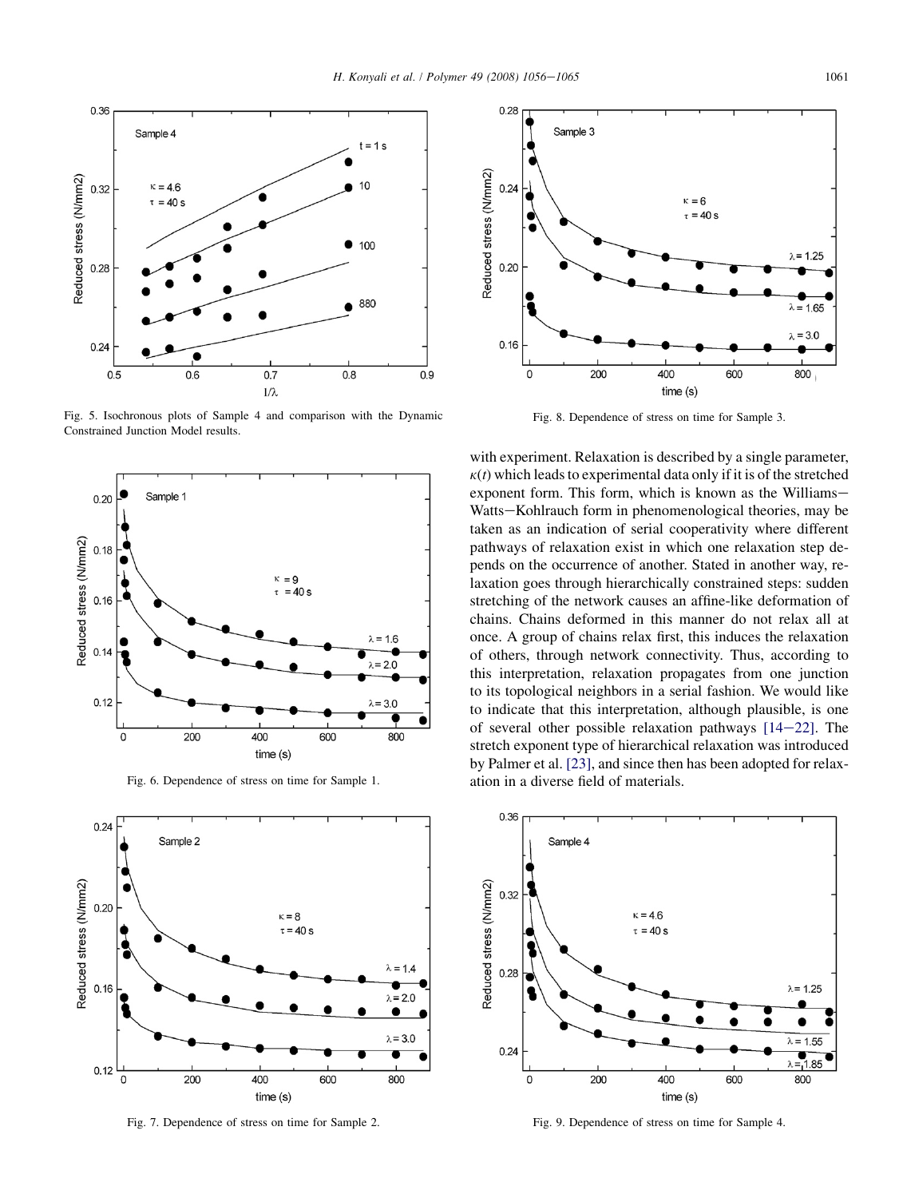Fig. 5. Isochronous plots of Sample 4 and comparison with the Dynamic Constrained Junction Model results.

Fig. 6. Dependence of stress on time for Sample 1.

Fig. 7. Dependence of stress on time for Sample 2.

Fig. 8. Dependence of stress on time for Sample 3.

with experiment. Relaxation is described by a single parameter, $\kappa(t)$ which leads to experimental data only if it is of the stretched exponent form. This form, which is known as the Williams–Watts–Kohlrauch form in phenomenological theories, may be taken as an indication of serial cooperativity where different pathways of relaxation exist in which one relaxation step depends on the occurrence of another. Stated in another way, relaxation goes through hierarchically constrained steps: sudden stretching of the network causes an affine-like deformation of chains. Chains deformed in this manner do not relax all at once. A group of chains relax first, this induces the relaxation of others, through network connectivity. Thus, according to this interpretation, relaxation propagates from one junction to its topological neighbors in a serial fashion. We would like to indicate that this interpretation, although plausible, is one of several other possible relaxation pathways [14–22]. The stretch exponent type of hierarchical relaxation was introduced by Palmer et al. [23], and since then has been adopted for relaxation in a diverse field of materials.

Fig. 9. Dependence of stress on time for Sample 4.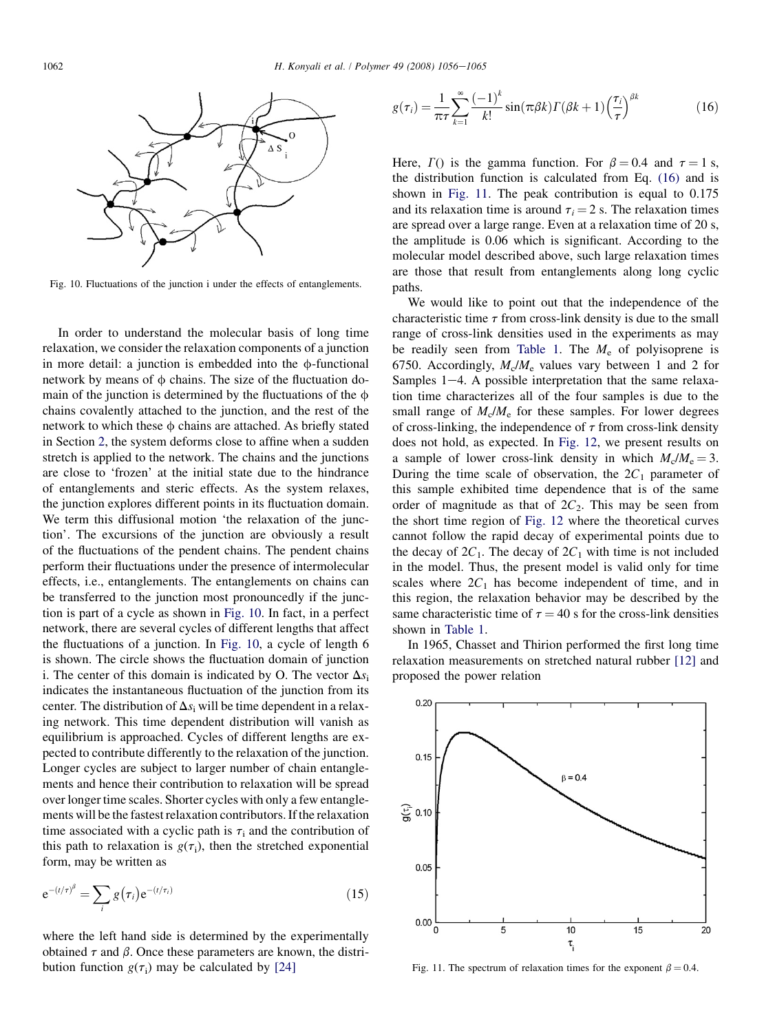Fig. 10. Fluctuations of the junction i under the effects of entanglements.

In order to understand the molecular basis of long time relaxation, we consider the relaxation components of a junction in more detail: a junction is embedded into the ϕ-functional network by means of ϕ chains. The size of the fluctuation domain of the junction is determined by the fluctuations of the ϕ chains covalently attached to the junction, and the rest of the network to which these ϕ chains are attached. As briefly stated in Section 2, the system deforms close to affine when a sudden stretch is applied to the network. The chains and the junctions are close to 'frozen' at the initial state due to the hindrance of entanglements and steric effects. As the system relaxes, the junction explores different points in its fluctuation domain. We term this diffusional motion 'the relaxation of the junction'. The excursions of the junction are obviously a result of the fluctuations of the pendent chains. The pendent chains perform their fluctuations under the presence of intermolecular effects, i.e., entanglements. The entanglements on chains can be transferred to the junction most pronouncedly if the junction is part of a cycle as shown in Fig. 10. In fact, in a perfect network, there are several cycles of different lengths that affect the fluctuations of a junction. In Fig. 10, a cycle of length 6 is shown. The circle shows the fluctuation domain of junction i. The center of this domain is indicated by O. The vector $\Delta s_i$ indicates the instantaneous fluctuation of the junction from its center. The distribution of $\Delta s_i$ will be time dependent in a relaxing network. This time dependent distribution will vanish as equilibrium is approached. Cycles of different lengths are expected to contribute differently to the relaxation of the junction. Longer cycles are subject to larger number of chain entanglements and hence their contribution to relaxation will be spread over longer time scales. Shorter cycles with only a few entanglements will be the fastest relaxation contributors. If the relaxation time associated with a cyclic path is $\tau_i$ and the contribution of this path to relaxation is $g(\tau_i)$, then the stretched exponential form, may be written as

$$e^{-(t/\tau)^{\beta}} = \sum_i g(\tau_i) e^{-(t/\tau_i)} \tag{15}$$

where the left hand side is determined by the experimentally obtained $\tau$ and $\beta$. Once these parameters are known, the distribution function $g(\tau_i)$ may be calculated by [24]

$$g(\tau_i) = \frac{1}{\pi\tau} \sum_{k=1}^{\infty} \frac{(-1)^k}{k!} \sin(\pi\beta k)\Gamma(\beta k + 1)\left(\frac{\tau_i}{\tau}\right)^{\beta k} \tag{16}$$

Here, $\Gamma()$ is the gamma function. For $\beta = 0.4$ and $\tau = 1$ s, the distribution function is calculated from Eq. (16) and is shown in Fig. 11. The peak contribution is equal to 0.175 and its relaxation time is around $\tau_i = 2$ s. The relaxation times are spread over a large range. Even at a relaxation time of 20 s, the amplitude is 0.06 which is significant. According to the molecular model described above, such large relaxation times are those that result from entanglements along long cyclic paths.

We would like to point out that the independence of the characteristic time $\tau$ from cross-link density is due to the small range of cross-link densities used in the experiments as may be readily seen from Table 1. The $M_e$ of polyisoprene is 6750. Accordingly, $M_c/M_e$ values vary between 1 and 2 for Samples 1–4. A possible interpretation that the same relaxation time characterizes all of the four samples is due to the small range of $M_c/M_e$ for these samples. For lower degrees of cross-linking, the independence of $\tau$ from cross-link density does not hold, as expected. In Fig. 12, we present results on a sample of lower cross-link density in which $M_c/M_e = 3$. During the time scale of observation, the $2C_1$ parameter of this sample exhibited time dependence that is of the same order of magnitude as that of $2C_2$. This may be seen from the short time region of Fig. 12 where the theoretical curves cannot follow the rapid decay of experimental points due to the decay of $2C_1$. The decay of $2C_1$ with time is not included in the model. Thus, the present model is valid only for time scales where $2C_1$ has become independent of time, and in this region, the relaxation behavior may be described by the same characteristic time of $\tau = 40$ s for the cross-link densities shown in Table 1.

In 1965, Chasset and Thirion performed the first long time relaxation measurements on stretched natural rubber [12] and proposed the power relation

Fig. 11. The spectrum of relaxation times for the exponent $\beta = 0.4$.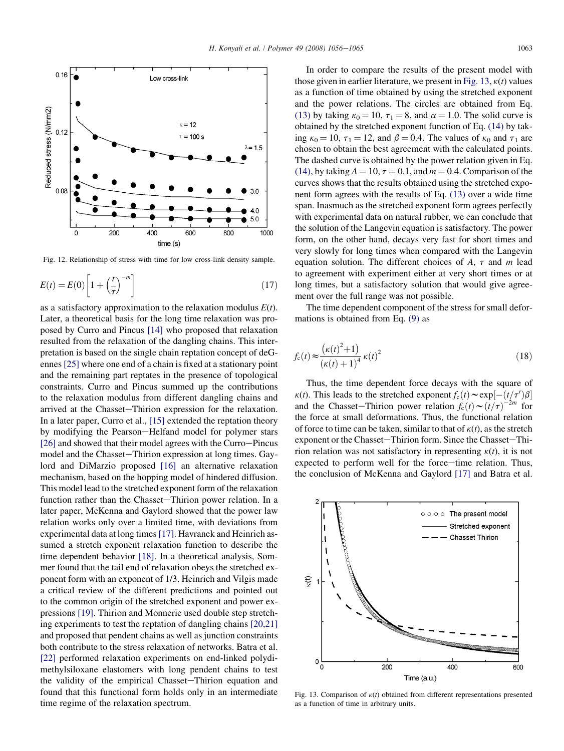Fig. 12. Relationship of stress with time for low cross-link density sample.

$$E(t) = E(0)\left[1 + \left(\frac{t}{\tau}\right)^{-m}\right] \tag{17}$$

as a satisfactory approximation to the relaxation modulus $E(t)$. Later, a theoretical basis for the long time relaxation was proposed by Curro and Pincus [14] who proposed that relaxation resulted from the relaxation of the dangling chains. This interpretation is based on the single chain reptation concept of deGennes [25] where one end of a chain is fixed at a stationary point and the remaining part reptates in the presence of topological constraints. Curro and Pincus summed up the contributions to the relaxation modulus from different dangling chains and arrived at the Chasset–Thirion expression for the relaxation. In a later paper, Curro et al., [15] extended the reptation theory by modifying the Pearson–Helfand model for polymer stars [26] and showed that their model agrees with the Curro–Pincus model and the Chasset–Thirion expression at long times. Gaylord and DiMarzio proposed [16] an alternative relaxation mechanism, based on the hopping model of hindered diffusion. This model lead to the stretched exponent form of the relaxation function rather than the Chasset–Thirion power relation. In a later paper, McKenna and Gaylord showed that the power law relation works only over a limited time, with deviations from experimental data at long times [17]. Havranek and Heinrich assumed a stretch exponent relaxation function to describe the time dependent behavior [18]. In a theoretical analysis, Sommer found that the tail end of relaxation obeys the stretched exponent form with an exponent of 1/3. Heinrich and Vilgis made a critical review of the different predictions and pointed out to the common origin of the stretched exponent and power expressions [19]. Thirion and Monnerie used double step stretching experiments to test the reptation of dangling chains [20,21] and proposed that pendent chains as well as junction constraints both contribute to the stress relaxation of networks. Batra et al. [22] performed relaxation experiments on end-linked polydimethylsiloxane elastomers with long pendent chains to test the validity of the empirical Chasset–Thirion equation and found that this functional form holds only in an intermediate time regime of the relaxation spectrum.

In order to compare the results of the present model with those given in earlier literature, we present in Fig. 13, $\kappa(t)$ values as a function of time obtained by using the stretched exponent and the power relations. The circles are obtained from Eq. (13) by taking $\kappa_0 = 10$, $\tau_1 = 8$, and $\alpha = 1.0$. The solid curve is obtained by the stretched exponent function of Eq. (14) by taking $\kappa_0 = 10$, $\tau_1 = 12$, and $\beta = 0.4$. The values of $\kappa_0$ and $\tau_1$ are chosen to obtain the best agreement with the calculated points. The dashed curve is obtained by the power relation given in Eq. (14), by taking $A = 10$, $\tau = 0.1$, and $m = 0.4$. Comparison of the curves shows that the results obtained using the stretched exponent form agrees with the results of Eq. (13) over a wide time span. Inasmuch as the stretched exponent form agrees perfectly with experimental data on natural rubber, we can conclude that the solution of the Langevin equation is satisfactory. The power form, on the other hand, decays very fast for short times and very slowly for long times when compared with the Langevin equation solution. The different choices of $A$, $\tau$ and $m$ lead to agreement with experiment either at very short times or at long times, but a satisfactory solution that would give agreement over the full range was not possible.

The time dependent component of the stress for small deformations is obtained from Eq. (9) as

$$f_c(t) \approx \frac{\left(\kappa(t)^2 + 1\right)}{\left(\kappa(t) + 1\right)^4}\kappa(t)^2 \tag{18}$$

Thus, the time dependent force decays with the square of $\kappa(t)$. This leads to the stretched exponent $f_c(t) \sim \exp[-(t/\tau')\beta]$ and the Chasset–Thirion power relation $f_c(t) \sim (t/\tau)^{-2m}$ for the force at small deformations. Thus, the functional relation of force to time can be taken, similar to that of $\kappa(t)$, as the stretch exponent or the Chasset–Thirion form. Since the Chasset–Thirion relation was not satisfactory in representing $\kappa(t)$, it is not expected to perform well for the force–time relation. Thus, the conclusion of McKenna and Gaylord [17] and Batra et al.

Fig. 13. Comparison of $\kappa(t)$ obtained from different representations presented as a function of time in arbitrary units.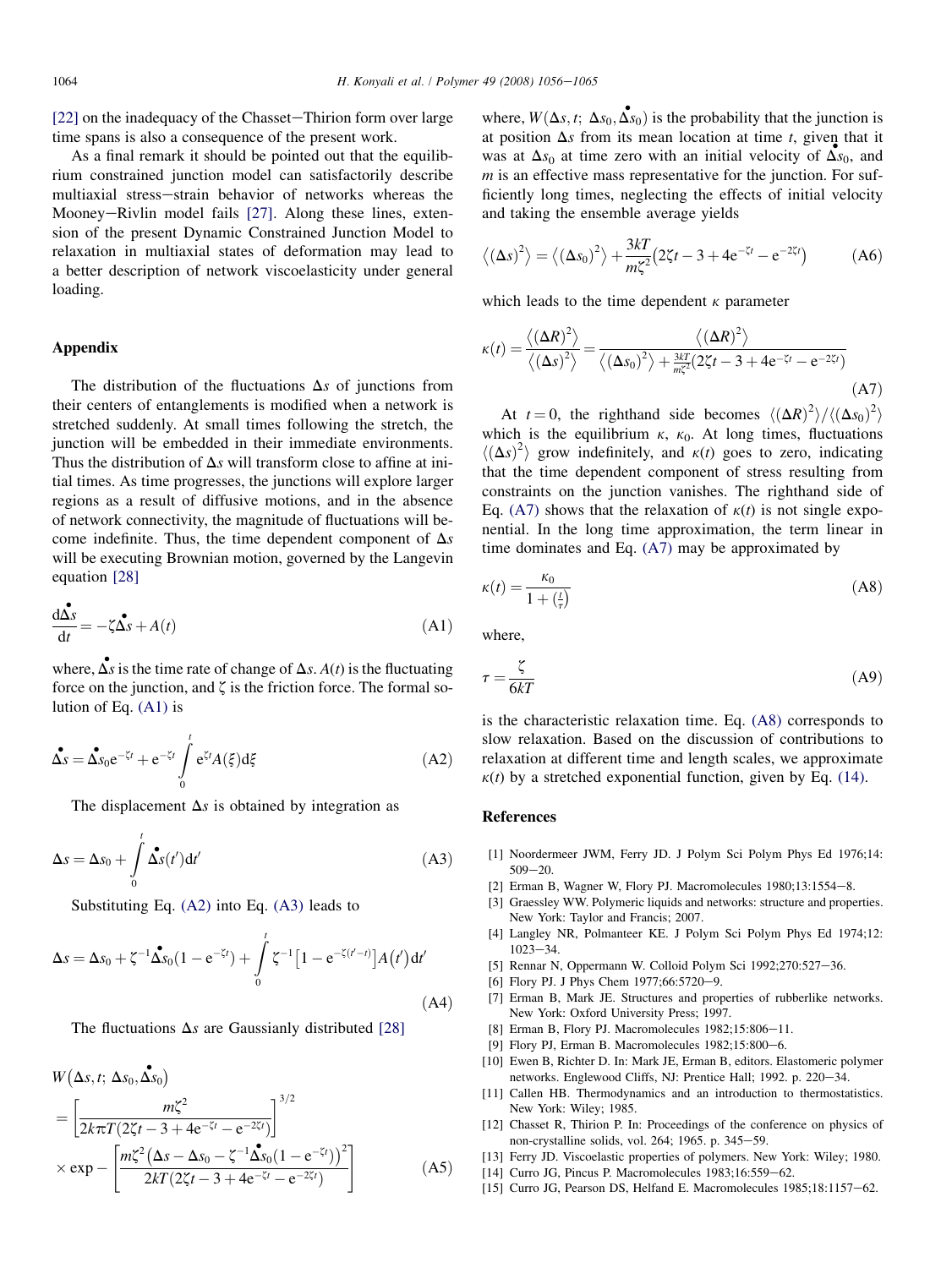[22] on the inadequacy of the Chasset–Thirion form over large time spans is also a consequence of the present work.

As a final remark it should be pointed out that the equilibrium constrained junction model can satisfactorily describe multiaxial stress–strain behavior of networks whereas the Mooney–Rivlin model fails [27]. Along these lines, extension of the present Dynamic Constrained Junction Model to relaxation in multiaxial states of deformation may lead to a better description of network viscoelasticity under general loading.

## Appendix

The distribution of the fluctuations $\Delta s$ of junctions from their centers of entanglements is modified when a network is stretched suddenly. At small times following the stretch, the junction will be embedded in their immediate environments. Thus the distribution of $\Delta s$ will transform close to affine at initial times. As time progresses, the junctions will explore larger regions as a result of diffusive motions, and in the absence of network connectivity, the magnitude of fluctuations will become indefinite. Thus, the time dependent component of $\Delta s$ will be executing Brownian motion, governed by the Langevin equation [28]

$$\frac{\mathrm{d}\dot{\Delta s}}{\mathrm{d}t} = -\zeta \dot{\Delta s} + A(t) \tag{A1}$$

where, $\dot{\Delta s}$ is the time rate of change of $\Delta s$. $A(t)$ is the fluctuating force on the junction, and $\zeta$ is the friction force. The formal solution of Eq. (A1) is

$$\dot{\Delta s} = \dot{\Delta s}_0 \mathrm{e}^{-\zeta t} + \mathrm{e}^{-\zeta t}\int_0^t \mathrm{e}^{\zeta \xi} A(\xi)\mathrm{d}\xi \tag{A2}$$

The displacement $\Delta s$ is obtained by integration as

$$\Delta s = \Delta s_0 + \int_0^t \dot{\Delta s}(t')\mathrm{d}t' \tag{A3}$$

Substituting Eq. (A2) into Eq. (A3) leads to

$$\Delta s = \Delta s_0 + \zeta^{-1}\dot{\Delta s}_0\left(1-\mathrm{e}^{-\zeta t}\right) + \int_0^t \zeta^{-1}\left[1-\mathrm{e}^{-\zeta(t'-t)}\right]A(t')\mathrm{d}t' \tag{A4}$$

The fluctuations $\Delta s$ are Gaussianly distributed [28]

$$W\left(\Delta s, t;\ \Delta s_0, \dot{\Delta s}_0\right) = \left[\frac{m\zeta^2}{2k\pi T\left(2\zeta t - 3 + 4\mathrm{e}^{-\zeta t} - \mathrm{e}^{-2\zeta t}\right)}\right]^{3/2} \times \exp -\left[\frac{m\zeta^2\left(\Delta s - \Delta s_0 - \zeta^{-1}\dot{\Delta s}_0\left(1-\mathrm{e}^{-\zeta t}\right)\right)^2}{2kT\left(2\zeta t - 3 + 4\mathrm{e}^{-\zeta t} - \mathrm{e}^{-2\zeta t}\right)}\right] \tag{A5}$$

where, $W(\Delta s, t;\ \Delta s_0, \dot{\Delta s}_0)$ is the probability that the junction is at position $\Delta s$ from its mean location at time $t$, given that it was at $\Delta s_0$ at time zero with an initial velocity of $\dot{\Delta s}_0$, and $m$ is an effective mass representative for the junction. For sufficiently long times, neglecting the effects of initial velocity and taking the ensemble average yields

$$\left\langle (\Delta s)^2 \right\rangle = \left\langle (\Delta s_0)^2 \right\rangle + \frac{3kT}{m\zeta^2}\left(2\zeta t - 3 + 4\mathrm{e}^{-\zeta t} - \mathrm{e}^{-2\zeta t}\right) \tag{A6}$$

which leads to the time dependent $\kappa$ parameter

$$\kappa(t) = \frac{\left\langle (\Delta R)^2 \right\rangle}{\left\langle (\Delta s)^2 \right\rangle} = \frac{\left\langle (\Delta R)^2 \right\rangle}{\left\langle (\Delta s_0)^2 \right\rangle + \frac{3kT}{m\zeta^2}\left(2\zeta t - 3 + 4\mathrm{e}^{-\zeta t} - \mathrm{e}^{-2\zeta t}\right)} \tag{A7}$$

At $t = 0$, the righthand side becomes $\langle (\Delta R)^2 \rangle / \langle (\Delta s_0)^2 \rangle$ which is the equilibrium $\kappa$, $\kappa_0$. At long times, fluctuations $\langle (\Delta s)^2 \rangle$ grow indefinitely, and $\kappa(t)$ goes to zero, indicating that the time dependent component of stress resulting from constraints on the junction vanishes. The righthand side of Eq. (A7) shows that the relaxation of $\kappa(t)$ is not single exponential. In the long time approximation, the term linear in time dominates and Eq. (A7) may be approximated by

$$\kappa(t) = \frac{\kappa_0}{1 + \left(\frac{t}{\tau}\right)} \tag{A8}$$

where,

$$\tau = \frac{\zeta}{6kT} \tag{A9}$$

is the characteristic relaxation time. Eq. (A8) corresponds to slow relaxation. Based on the discussion of contributions to relaxation at different time and length scales, we approximate $\kappa(t)$ by a stretched exponential function, given by Eq. (14).

## References

[1] Noordermeer JWM, Ferry JD. J Polym Sci Polym Phys Ed 1976;14:509–20.
[2] Erman B, Wagner W, Flory PJ. Macromolecules 1980;13:1554–8.
[3] Graessley WW. Polymeric liquids and networks: structure and properties. New York: Taylor and Francis; 2007.
[4] Langley NR, Polmanteer KE. J Polym Sci Polym Phys Ed 1974;12:1023–34.
[5] Rennar N, Oppermann W. Colloid Polym Sci 1992;270:527–36.
[6] Flory PJ. J Phys Chem 1977;66:5720–9.
[7] Erman B, Mark JE. Structures and properties of rubberlike networks. New York: Oxford University Press; 1997.
[8] Erman B, Flory PJ. Macromolecules 1982;15:806–11.
[9] Flory PJ, Erman B. Macromolecules 1982;15:800–6.
[10] Ewen B, Richter D. In: Mark JE, Erman B, editors. Elastomeric polymer networks. Englewood Cliffs, NJ: Prentice Hall; 1992. p. 220–34.
[11] Callen HB. Thermodynamics and an introduction to thermostatistics. New York: Wiley; 1985.
[12] Chasset R, Thirion P. In: Proceedings of the conference on physics of non-crystalline solids, vol. 264; 1965. p. 345–59.
[13] Ferry JD. Viscoelastic properties of polymers. New York: Wiley; 1980.
[14] Curro JG, Pincus P. Macromolecules 1983;16:559–62.
[15] Curro JG, Pearson DS, Helfand E. Macromolecules 1985;18:1157–62.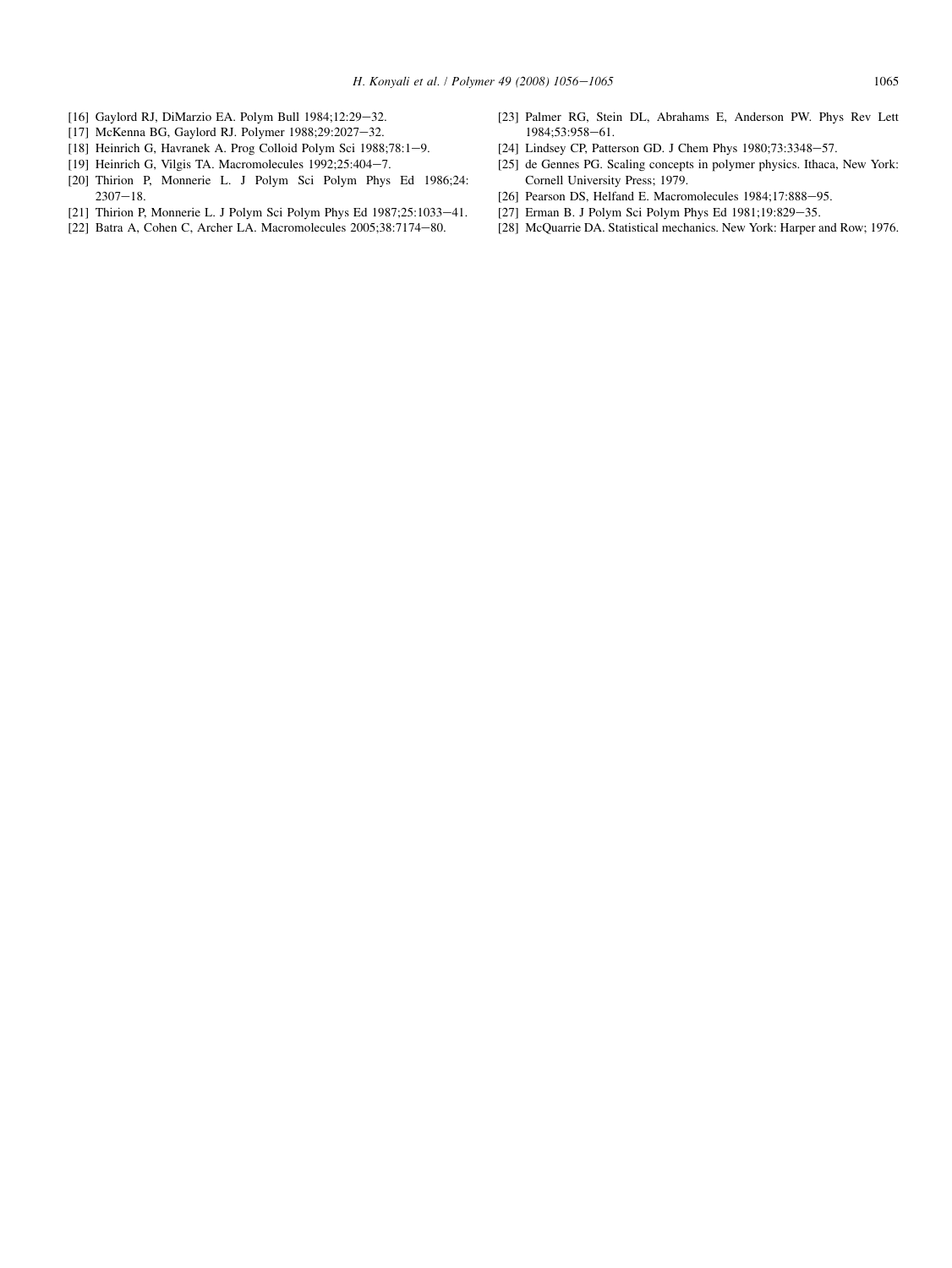[16] Gaylord RJ, DiMarzio EA. Polym Bull 1984;12:29–32.
[17] McKenna BG, Gaylord RJ. Polymer 1988;29:2027–32.
[18] Heinrich G, Havranek A. Prog Colloid Polym Sci 1988;78:1–9.
[19] Heinrich G, Vilgis TA. Macromolecules 1992;25:404–7.
[20] Thirion P, Monnerie L. J Polym Sci Polym Phys Ed 1986;24:2307–18.
[21] Thirion P, Monnerie L. J Polym Sci Polym Phys Ed 1987;25:1033–41.
[22] Batra A, Cohen C, Archer LA. Macromolecules 2005;38:7174–80.
[23] Palmer RG, Stein DL, Abrahams E, Anderson PW. Phys Rev Lett 1984;53:958–61.
[24] Lindsey CP, Patterson GD. J Chem Phys 1980;73:3348–57.
[25] de Gennes PG. Scaling concepts in polymer physics. Ithaca, New York: Cornell University Press; 1979.
[26] Pearson DS, Helfand E. Macromolecules 1984;17:888–95.
[27] Erman B. J Polym Sci Polym Phys Ed 1981;19:829–35.
[28] McQuarrie DA. Statistical mechanics. New York: Harper and Row; 1976.